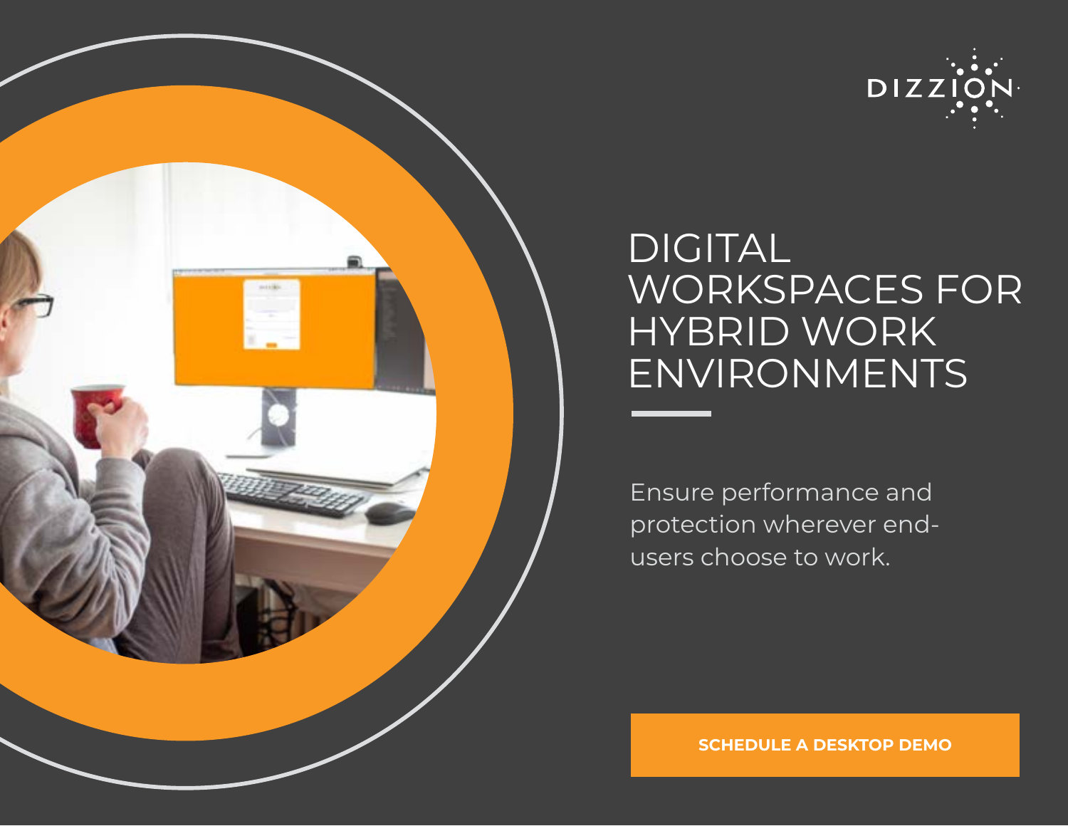DIZZION

# DIGITAL WORKSPACES FOR HYBRID WORK ENVIRONMENTS

Ensure performance and protection wherever end-users choose to work.

**SCHEDULE A DESKTOP DEMO**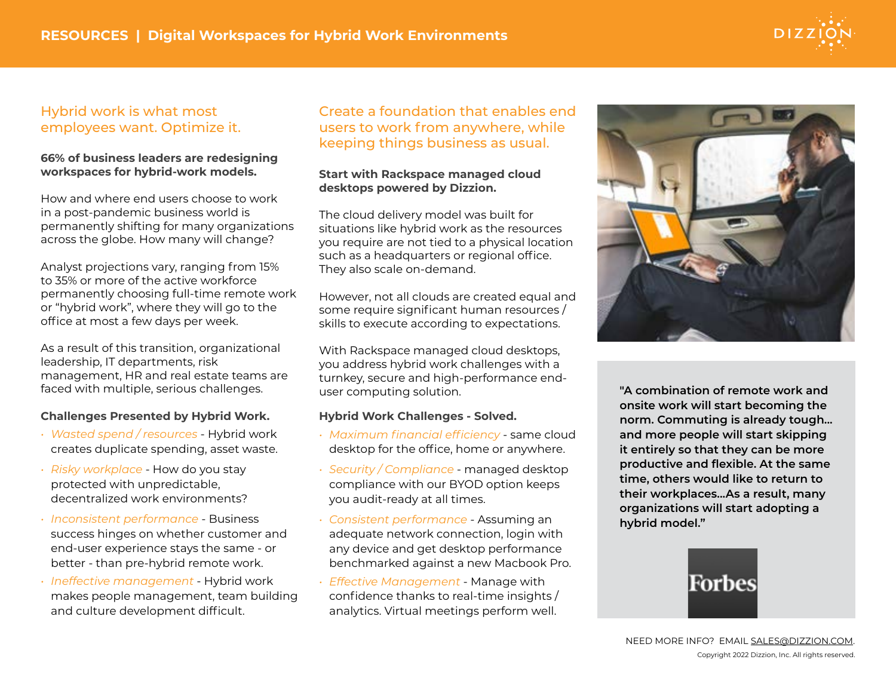RESOURCES | Digital Workspaces for Hybrid Work Environments

## Hybrid work is what most employees want. Optimize it.

**66% of business leaders are redesigning workspaces for hybrid-work models.**

How and where end users choose to work in a post-pandemic business world is permanently shifting for many organizations across the globe. How many will change?

Analyst projections vary, ranging from 15% to 35% or more of the active workforce permanently choosing full-time remote work or "hybrid work", where they will go to the office at most a few days per week.

As a result of this transition, organizational leadership, IT departments, risk management, HR and real estate teams are faced with multiple, serious challenges.

**Challenges Presented by Hybrid Work.**

- *Wasted spend / resources* - Hybrid work creates duplicate spending, asset waste.
- *Risky workplace* - How do you stay protected with unpredictable, decentralized work environments?
- *Inconsistent performance* - Business success hinges on whether customer and end-user experience stays the same - or better - than pre-hybrid remote work.
- *Ineffective management* - Hybrid work makes people management, team building and culture development difficult.

## Create a foundation that enables end users to work from anywhere, while keeping things business as usual.

**Start with Rackspace managed cloud desktops powered by Dizzion.**

The cloud delivery model was built for situations like hybrid work as the resources you require are not tied to a physical location such as a headquarters or regional office. They also scale on-demand.

However, not all clouds are created equal and some require significant human resources / skills to execute according to expectations.

With Rackspace managed cloud desktops, you address hybrid work challenges with a turnkey, secure and high-performance end-user computing solution.

**Hybrid Work Challenges - Solved.**

- *Maximum financial efficiency* - same cloud desktop for the office, home or anywhere.
- *Security / Compliance* - managed desktop compliance with our BYOD option keeps you audit-ready at all times.
- *Consistent performance* - Assuming an adequate network connection, login with any device and get desktop performance benchmarked against a new Macbook Pro.
- *Effective Management* - Manage with confidence thanks to real-time insights / analytics. Virtual meetings perform well.

**"A combination of remote work and onsite work will start becoming the norm. Commuting is already tough... and more people will start skipping it entirely so that they can be more productive and flexible. At the same time, others would like to return to their workplaces...As a result, many organizations will start adopting a hybrid model."**

Forbes

NEED MORE INFO? EMAIL SALES@DIZZION.COM.

Copyright 2022 Dizzion, Inc. All rights reserved.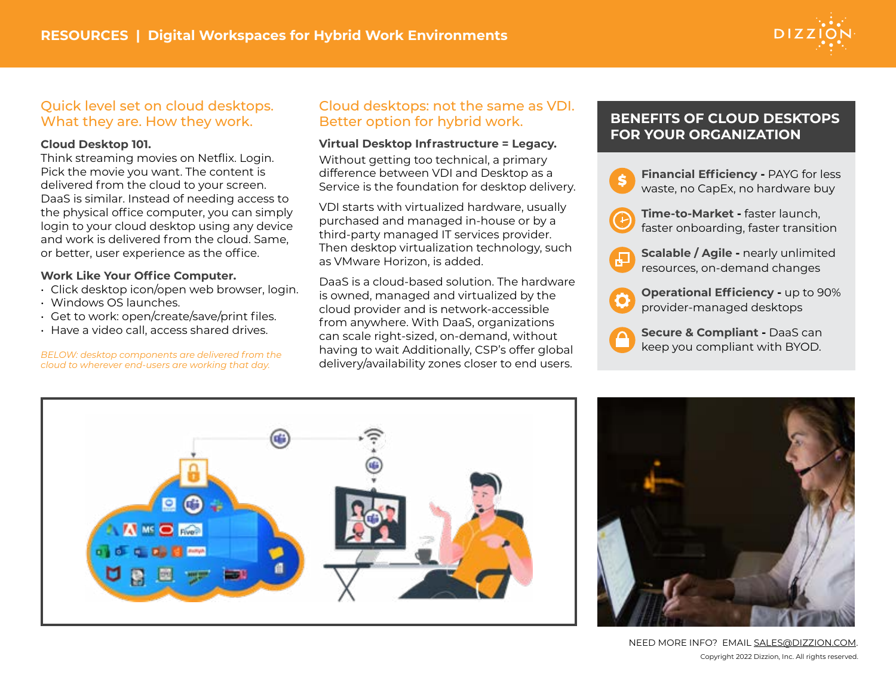## Quick level set on cloud desktops. What they are. How they work.

**Cloud Desktop 101.**
Think streaming movies on Netflix. Login. Pick the movie you want. The content is delivered from the cloud to your screen. DaaS is similar. Instead of needing access to the physical office computer, you can simply login to your cloud desktop using any device and work is delivered from the cloud. Same, or better, user experience as the office.

**Work Like Your Office Computer.**

- Click desktop icon/open web browser, login.
- Windows OS launches.
- Get to work: open/create/save/print files.
- Have a video call, access shared drives.

*BELOW: desktop components are delivered from the cloud to wherever end-users are working that day.*

## Cloud desktops: not the same as VDI. Better option for hybrid work.

**Virtual Desktop Infrastructure = Legacy.**
Without getting too technical, a primary difference between VDI and Desktop as a Service is the foundation for desktop delivery.

VDI starts with virtualized hardware, usually purchased and managed in-house or by a third-party managed IT services provider. Then desktop virtualization technology, such as VMware Horizon, is added.

DaaS is a cloud-based solution. The hardware is owned, managed and virtualized by the cloud provider and is network-accessible from anywhere. With DaaS, organizations can scale right-sized, on-demand, without having to wait Additionally, CSP's offer global delivery/availability zones closer to end users.

## BENEFITS OF CLOUD DESKTOPS FOR YOUR ORGANIZATION

- **Financial Efficiency -** PAYG for less waste, no CapEx, no hardware buy
- **Time-to-Market -** faster launch, faster onboarding, faster transition
- **Scalable / Agile -** nearly unlimited resources, on-demand changes
- **Operational Efficiency -** up to 90% provider-managed desktops
- **Secure & Compliant -** DaaS can keep you compliant with BYOD.

NEED MORE INFO? EMAIL SALES@DIZZION.COM.

Copyright 2022 Dizzion, Inc. All rights reserved.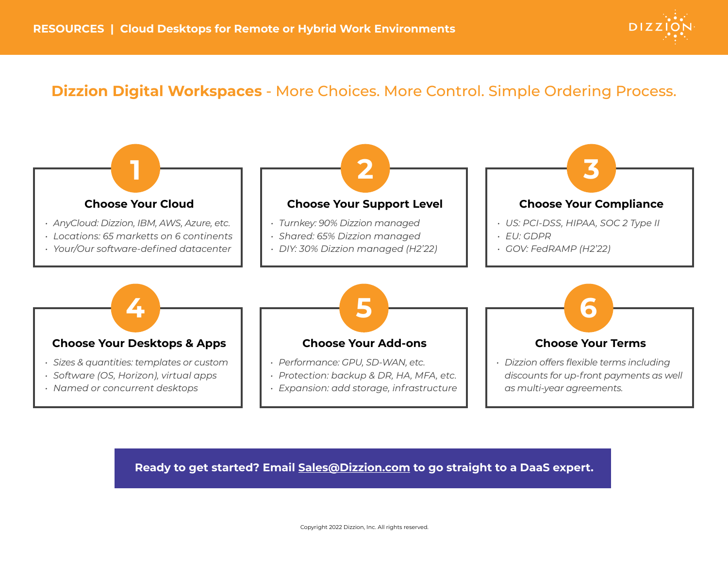RESOURCES | Cloud Desktops for Remote or Hybrid Work Environments

# Dizzion Digital Workspaces - More Choices. More Control. Simple Ordering Process.

## 1 Choose Your Cloud

- *AnyCloud: Dizzion, IBM, AWS, Azure, etc.*
- *Locations: 65 marketts on 6 continents*
- *Your/Our software-defined datacenter*

## 2 Choose Your Support Level

- *Turnkey: 90% Dizzion managed*
- *Shared: 65% Dizzion managed*
- *DIY: 30% Dizzion managed (H2'22)*

## 3 Choose Your Compliance

- *US: PCI-DSS, HIPAA, SOC 2 Type II*
- *EU: GDPR*
- *GOV: FedRAMP (H2'22)*

## 4 Choose Your Desktops & Apps

- *Sizes & quantities: templates or custom*
- *Software (OS, Horizon), virtual apps*
- *Named or concurrent desktops*

## 5 Choose Your Add-ons

- *Performance: GPU, SD-WAN, etc.*
- *Protection: backup & DR, HA, MFA, etc.*
- *Expansion: add storage, infrastructure*

## 6 Choose Your Terms

- *Dizzion offers flexible terms including discounts for up-front payments as well as multi-year agreements.*

**Ready to get started? Email Sales@Dizzion.com to go straight to a DaaS expert.**

Copyright 2022 Dizzion, Inc. All rights reserved.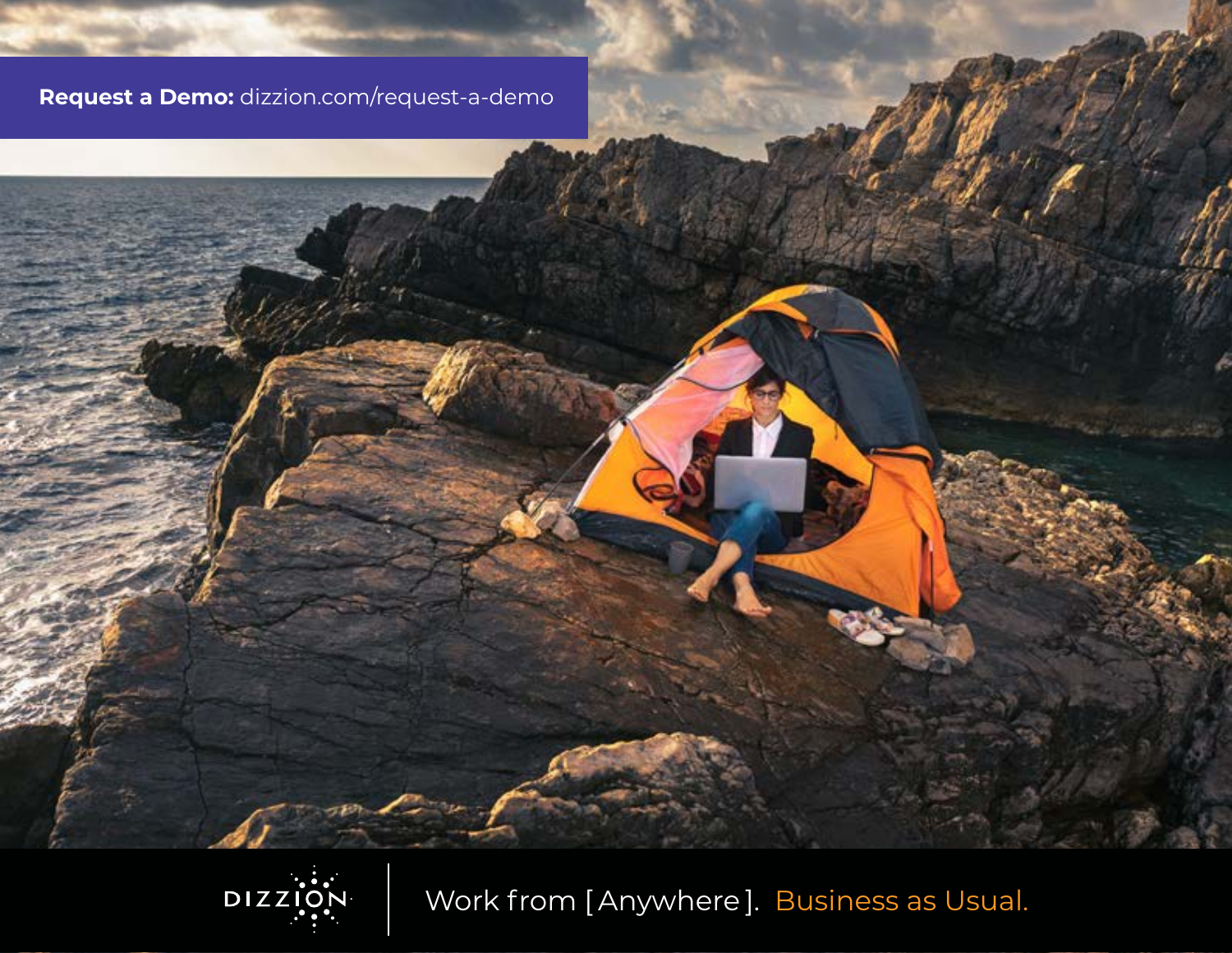**Request a Demo:** dizzion.com/request-a-demo

DIZZION

Work from [Anywhere]. Business as Usual.